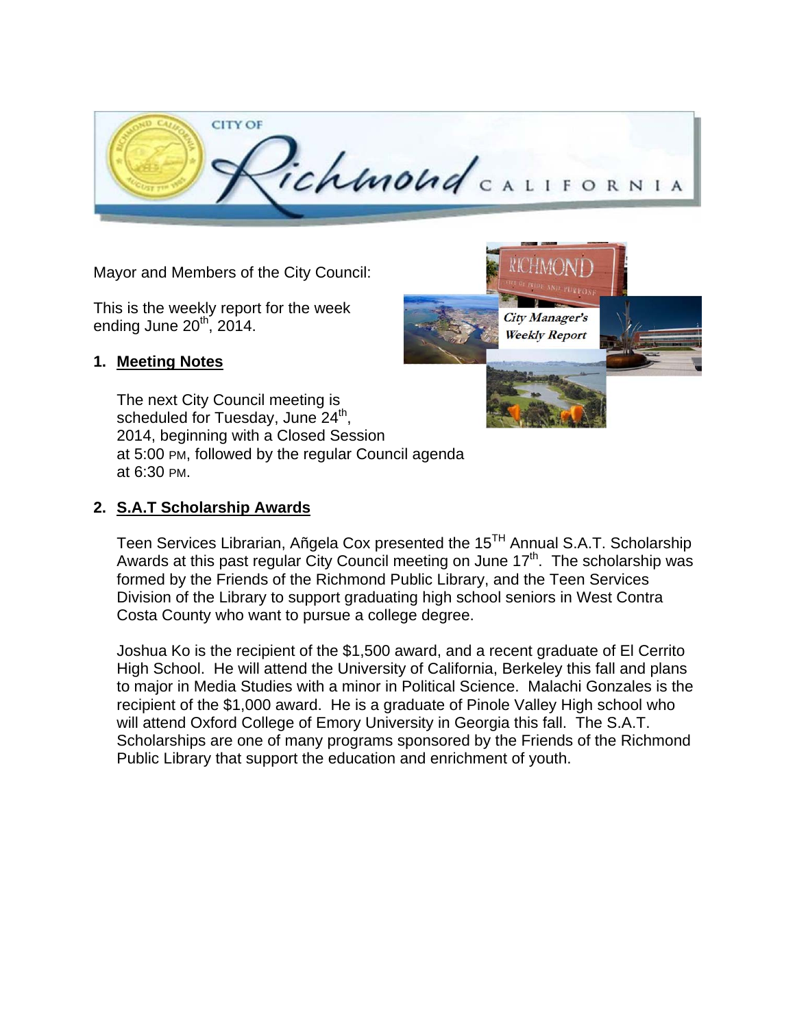Mayor and Members of the City Council:

This is the weekly report for the week ending June 20th, 2014.

## 1. Meeting Notes

The next City Council meeting is scheduled for Tuesday, June 24th, 2014, beginning with a Closed Session at 5:00 PM, followed by the regular Council agenda at 6:30 PM.

## 2. S.A.T Scholarship Awards

Teen Services Librarian, Añgela Cox presented the 15TH Annual S.A.T. Scholarship Awards at this past regular City Council meeting on June 17th. The scholarship was formed by the Friends of the Richmond Public Library, and the Teen Services Division of the Library to support graduating high school seniors in West Contra Costa County who want to pursue a college degree.

Joshua Ko is the recipient of the $1,500 award, and a recent graduate of El Cerrito High School. He will attend the University of California, Berkeley this fall and plans to major in Media Studies with a minor in Political Science. Malachi Gonzales is the recipient of the $1,000 award. He is a graduate of Pinole Valley High school who will attend Oxford College of Emory University in Georgia this fall. The S.A.T. Scholarships are one of many programs sponsored by the Friends of the Richmond Public Library that support the education and enrichment of youth.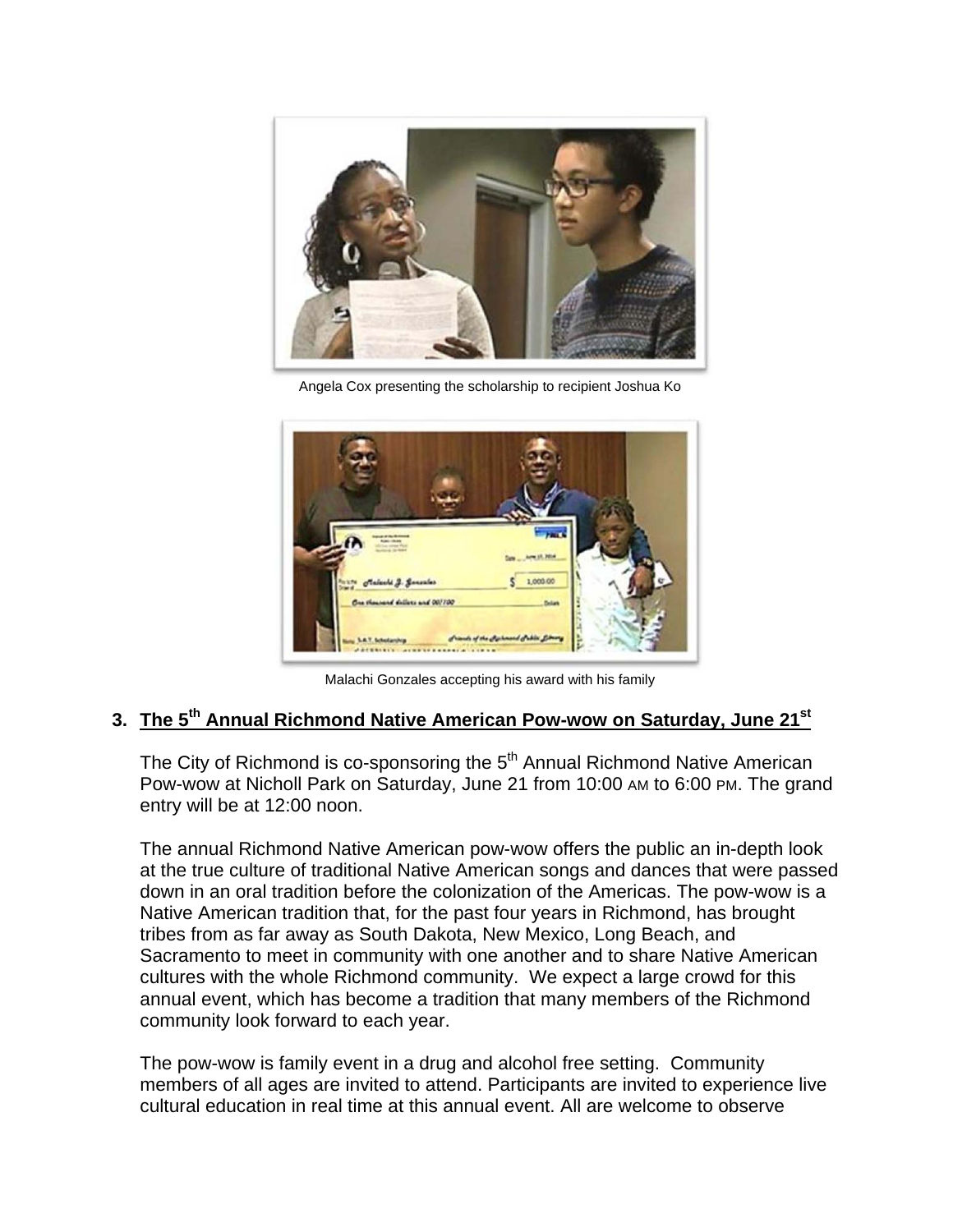Angela Cox presenting the scholarship to recipient Joshua Ko

Malachi Gonzales accepting his award with his family

## 3. The 5th Annual Richmond Native American Pow-wow on Saturday, June 21st

The City of Richmond is co-sponsoring the 5th Annual Richmond Native American Pow-wow at Nicholl Park on Saturday, June 21 from 10:00 AM to 6:00 PM. The grand entry will be at 12:00 noon.

The annual Richmond Native American pow-wow offers the public an in-depth look at the true culture of traditional Native American songs and dances that were passed down in an oral tradition before the colonization of the Americas. The pow-wow is a Native American tradition that, for the past four years in Richmond, has brought tribes from as far away as South Dakota, New Mexico, Long Beach, and Sacramento to meet in community with one another and to share Native American cultures with the whole Richmond community. We expect a large crowd for this annual event, which has become a tradition that many members of the Richmond community look forward to each year.

The pow-wow is family event in a drug and alcohol free setting. Community members of all ages are invited to attend. Participants are invited to experience live cultural education in real time at this annual event. All are welcome to observe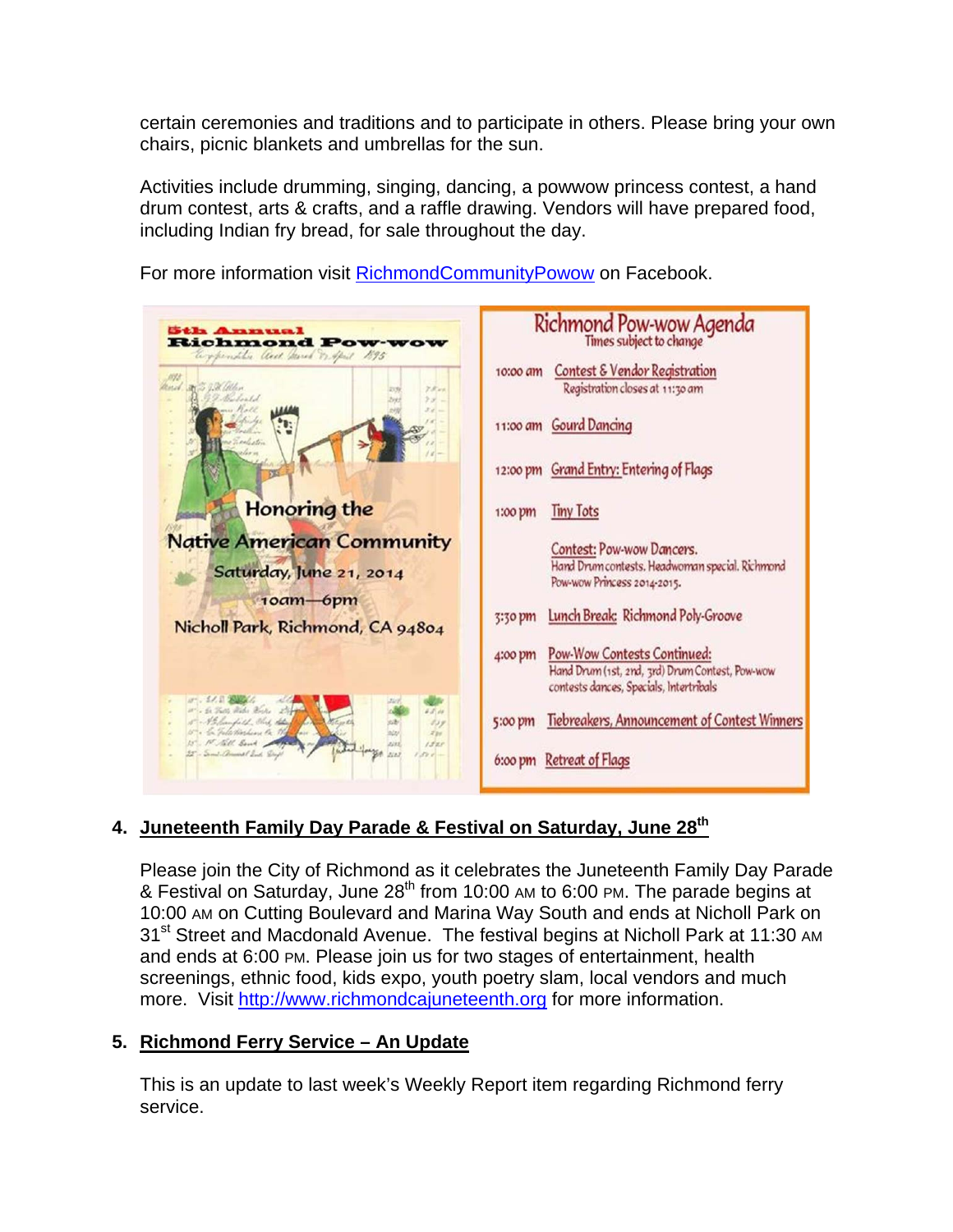certain ceremonies and traditions and to participate in others. Please bring your own chairs, picnic blankets and umbrellas for the sun.

Activities include drumming, singing, dancing, a powwow princess contest, a hand drum contest, arts & crafts, and a raffle drawing. Vendors will have prepared food, including Indian fry bread, for sale throughout the day.

For more information visit [RichmondCommunityPowow](RichmondCommunityPowow) on Facebook.

**5th Annual Richmond Pow-wow**

Honoring the Native American Community
Saturday, June 21, 2014
10am—6pm
Nicholl Park, Richmond, CA 94804

**Richmond Pow-wow Agenda**
Times subject to change

| | |
|---|---|
| 10:00 am | Contest & Vendor Registration<br>Registration closes at 11:30 am |
| 11:00 am | Gourd Dancing |
| 12:00 pm | Grand Entry: Entering of Flags |
| 1:00 pm | Tiny Tots |
| | Contest: Pow-wow Dancers.<br>Hand Drum contests. Headwoman special. Richmond Pow-wow Princess 2014-2015. |
| 3:30 pm | Lunch Break: Richmond Poly-Groove |
| 4:00 pm | Pow-Wow Contests Continued:<br>Hand Drum (1st, 2nd, 3rd) Drum Contest, Pow-wow contests dances, Specials, Intertribals |
| 5:00 pm | Tiebreakers, Announcement of Contest Winners |
| 6:00 pm | Retreat of Flags |

4. **Juneteenth Family Day Parade & Festival on Saturday, June 28th**

   Please join the City of Richmond as it celebrates the Juneteenth Family Day Parade & Festival on Saturday, June 28th from 10:00 AM to 6:00 PM. The parade begins at 10:00 AM on Cutting Boulevard and Marina Way South and ends at Nicholl Park on 31st Street and Macdonald Avenue. The festival begins at Nicholl Park at 11:30 AM and ends at 6:00 PM. Please join us for two stages of entertainment, health screenings, ethnic food, kids expo, youth poetry slam, local vendors and much more. Visit [http://www.richmondcajuneteenth.org](http://www.richmondcajuneteenth.org) for more information.

5. **Richmond Ferry Service – An Update**

   This is an update to last week's Weekly Report item regarding Richmond ferry service.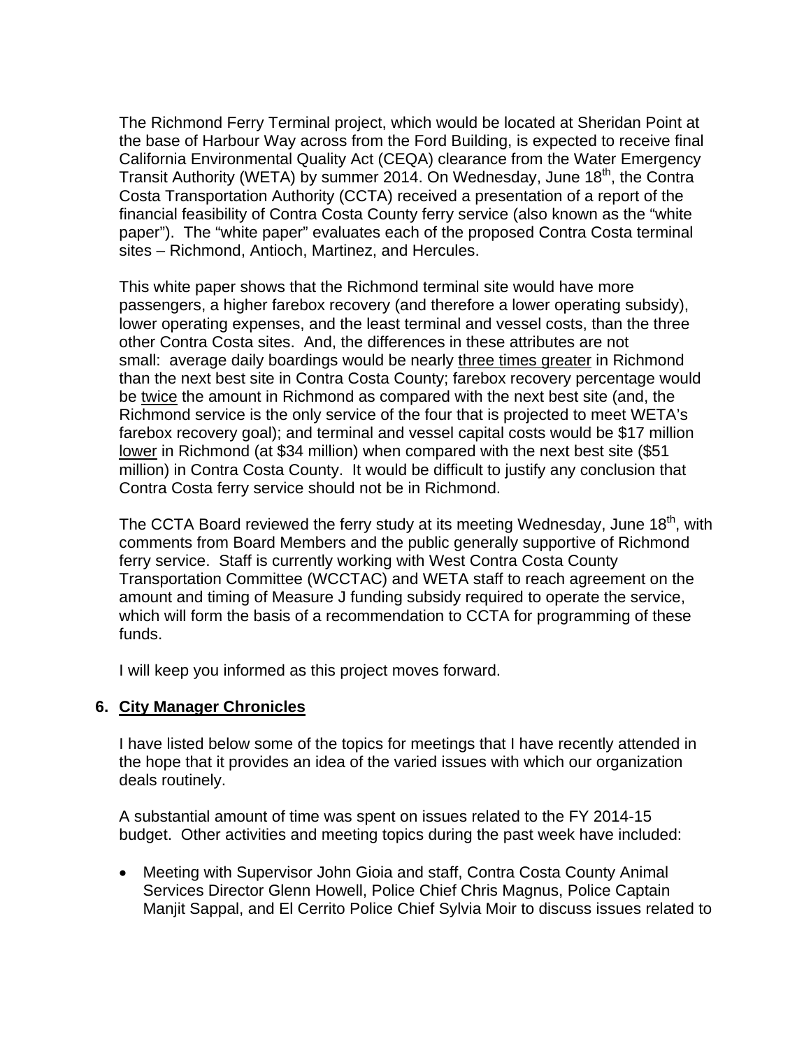The Richmond Ferry Terminal project, which would be located at Sheridan Point at the base of Harbour Way across from the Ford Building, is expected to receive final California Environmental Quality Act (CEQA) clearance from the Water Emergency Transit Authority (WETA) by summer 2014. On Wednesday, June 18th, the Contra Costa Transportation Authority (CCTA) received a presentation of a report of the financial feasibility of Contra Costa County ferry service (also known as the "white paper"). The "white paper" evaluates each of the proposed Contra Costa terminal sites – Richmond, Antioch, Martinez, and Hercules.

This white paper shows that the Richmond terminal site would have more passengers, a higher farebox recovery (and therefore a lower operating subsidy), lower operating expenses, and the least terminal and vessel costs, than the three other Contra Costa sites. And, the differences in these attributes are not small: average daily boardings would be nearly <u>three times greater</u> in Richmond than the next best site in Contra Costa County; farebox recovery percentage would be <u>twice</u> the amount in Richmond as compared with the next best site (and, the Richmond service is the only service of the four that is projected to meet WETA's farebox recovery goal); and terminal and vessel capital costs would be $17 million <u>lower</u> in Richmond (at $34 million) when compared with the next best site ($51 million) in Contra Costa County. It would be difficult to justify any conclusion that Contra Costa ferry service should not be in Richmond.

The CCTA Board reviewed the ferry study at its meeting Wednesday, June 18th, with comments from Board Members and the public generally supportive of Richmond ferry service. Staff is currently working with West Contra Costa County Transportation Committee (WCCTAC) and WETA staff to reach agreement on the amount and timing of Measure J funding subsidy required to operate the service, which will form the basis of a recommendation to CCTA for programming of these funds.

I will keep you informed as this project moves forward.

## 6. City Manager Chronicles

I have listed below some of the topics for meetings that I have recently attended in the hope that it provides an idea of the varied issues with which our organization deals routinely.

A substantial amount of time was spent on issues related to the FY 2014-15 budget. Other activities and meeting topics during the past week have included:

- Meeting with Supervisor John Gioia and staff, Contra Costa County Animal Services Director Glenn Howell, Police Chief Chris Magnus, Police Captain Manjit Sappal, and El Cerrito Police Chief Sylvia Moir to discuss issues related to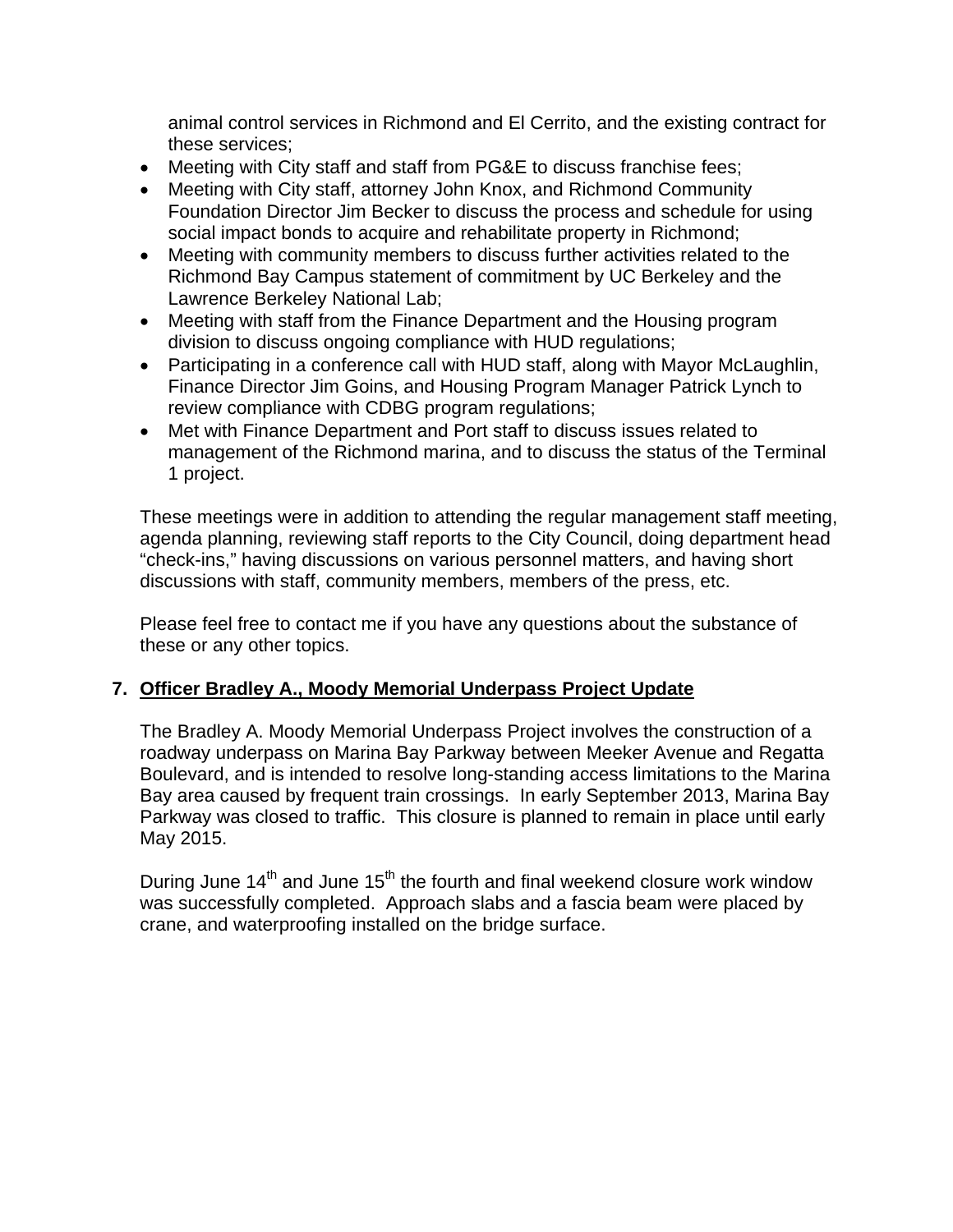animal control services in Richmond and El Cerrito, and the existing contract for these services;

- Meeting with City staff and staff from PG&E to discuss franchise fees;
- Meeting with City staff, attorney John Knox, and Richmond Community Foundation Director Jim Becker to discuss the process and schedule for using social impact bonds to acquire and rehabilitate property in Richmond;
- Meeting with community members to discuss further activities related to the Richmond Bay Campus statement of commitment by UC Berkeley and the Lawrence Berkeley National Lab;
- Meeting with staff from the Finance Department and the Housing program division to discuss ongoing compliance with HUD regulations;
- Participating in a conference call with HUD staff, along with Mayor McLaughlin, Finance Director Jim Goins, and Housing Program Manager Patrick Lynch to review compliance with CDBG program regulations;
- Met with Finance Department and Port staff to discuss issues related to management of the Richmond marina, and to discuss the status of the Terminal 1 project.

These meetings were in addition to attending the regular management staff meeting, agenda planning, reviewing staff reports to the City Council, doing department head "check-ins," having discussions on various personnel matters, and having short discussions with staff, community members, members of the press, etc.

Please feel free to contact me if you have any questions about the substance of these or any other topics.

## 7. Officer Bradley A., Moody Memorial Underpass Project Update

The Bradley A. Moody Memorial Underpass Project involves the construction of a roadway underpass on Marina Bay Parkway between Meeker Avenue and Regatta Boulevard, and is intended to resolve long-standing access limitations to the Marina Bay area caused by frequent train crossings. In early September 2013, Marina Bay Parkway was closed to traffic. This closure is planned to remain in place until early May 2015.

During June 14th and June 15th the fourth and final weekend closure work window was successfully completed. Approach slabs and a fascia beam were placed by crane, and waterproofing installed on the bridge surface.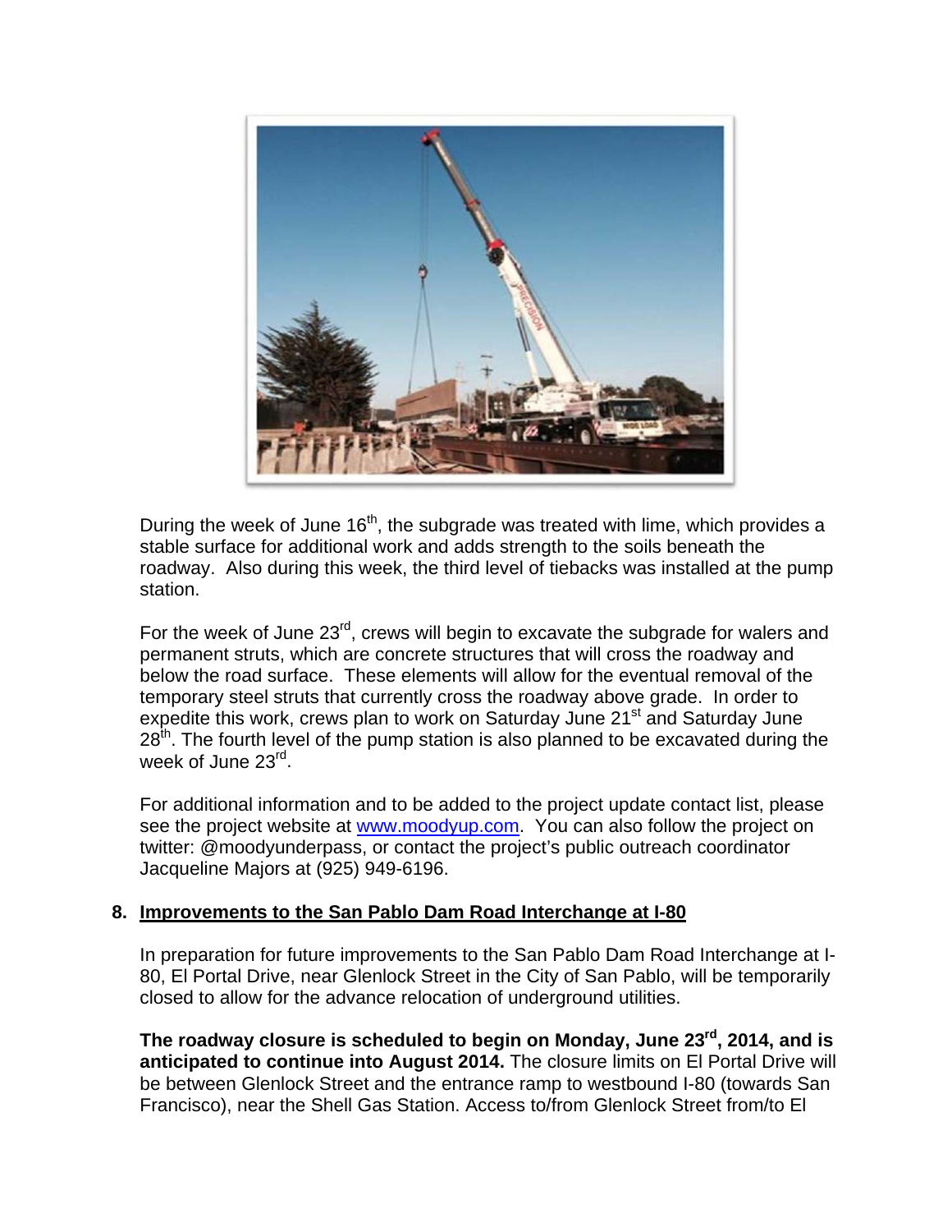During the week of June 16th, the subgrade was treated with lime, which provides a stable surface for additional work and adds strength to the soils beneath the roadway. Also during this week, the third level of tiebacks was installed at the pump station.

For the week of June 23rd, crews will begin to excavate the subgrade for walers and permanent struts, which are concrete structures that will cross the roadway and below the road surface. These elements will allow for the eventual removal of the temporary steel struts that currently cross the roadway above grade. In order to expedite this work, crews plan to work on Saturday June 21st and Saturday June 28th. The fourth level of the pump station is also planned to be excavated during the week of June 23rd.

For additional information and to be added to the project update contact list, please see the project website at [www.moodyup.com](www.moodyup.com). You can also follow the project on twitter: @moodyunderpass, or contact the project's public outreach coordinator Jacqueline Majors at (925) 949-6196.

## 8. Improvements to the San Pablo Dam Road Interchange at I-80

In preparation for future improvements to the San Pablo Dam Road Interchange at I-80, El Portal Drive, near Glenlock Street in the City of San Pablo, will be temporarily closed to allow for the advance relocation of underground utilities.

**The roadway closure is scheduled to begin on Monday, June 23rd, 2014, and is anticipated to continue into August 2014.** The closure limits on El Portal Drive will be between Glenlock Street and the entrance ramp to westbound I-80 (towards San Francisco), near the Shell Gas Station. Access to/from Glenlock Street from/to El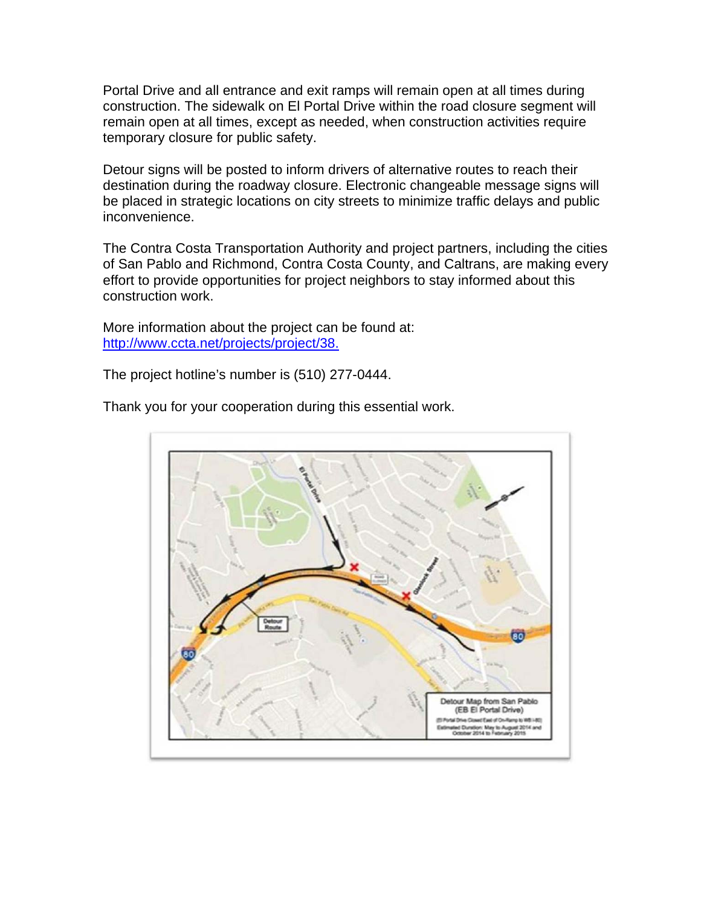Portal Drive and all entrance and exit ramps will remain open at all times during construction. The sidewalk on El Portal Drive within the road closure segment will remain open at all times, except as needed, when construction activities require temporary closure for public safety.

Detour signs will be posted to inform drivers of alternative routes to reach their destination during the roadway closure. Electronic changeable message signs will be placed in strategic locations on city streets to minimize traffic delays and public inconvenience.

The Contra Costa Transportation Authority and project partners, including the cities of San Pablo and Richmond, Contra Costa County, and Caltrans, are making every effort to provide opportunities for project neighbors to stay informed about this construction work.

More information about the project can be found at:
[http://www.ccta.net/projects/project/38.](http://www.ccta.net/projects/project/38)

The project hotline's number is (510) 277-0444.

Thank you for your cooperation during this essential work.

Detour Map from San Pablo (EB El Portal Drive)
(El Portal Drive Closed East of On-Ramp to WB I-80)
Estimated Duration: May to August 2014 and October 2014 to February 2015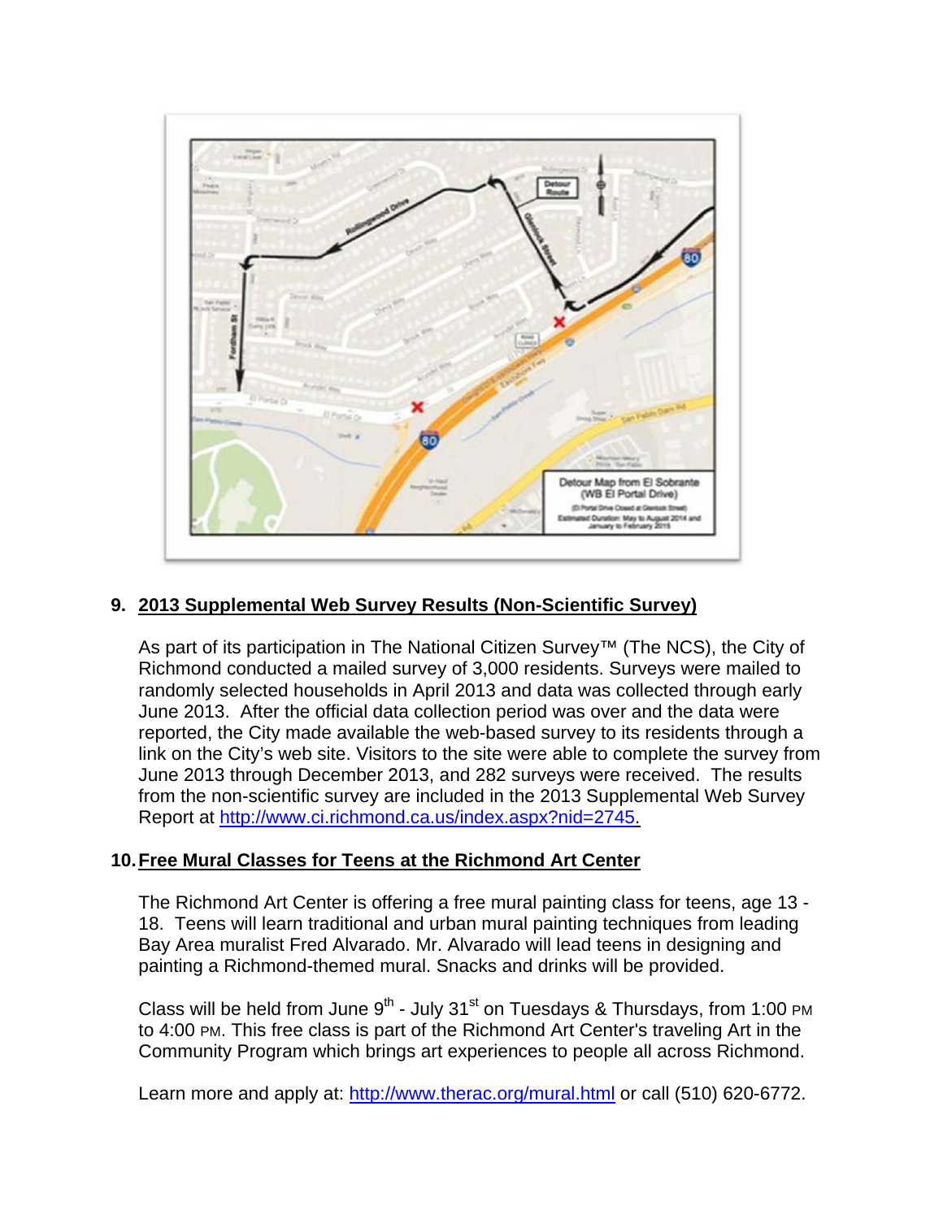## 9. 2013 Supplemental Web Survey Results (Non-Scientific Survey)

As part of its participation in The National Citizen Survey™ (The NCS), the City of Richmond conducted a mailed survey of 3,000 residents. Surveys were mailed to randomly selected households in April 2013 and data was collected through early June 2013. After the official data collection period was over and the data were reported, the City made available the web-based survey to its residents through a link on the City's web site. Visitors to the site were able to complete the survey from June 2013 through December 2013, and 282 surveys were received. The results from the non-scientific survey are included in the 2013 Supplemental Web Survey Report at http://www.ci.richmond.ca.us/index.aspx?nid=2745.

## 10. Free Mural Classes for Teens at the Richmond Art Center

The Richmond Art Center is offering a free mural painting class for teens, age 13 - 18. Teens will learn traditional and urban mural painting techniques from leading Bay Area muralist Fred Alvarado. Mr. Alvarado will lead teens in designing and painting a Richmond-themed mural. Snacks and drinks will be provided.

Class will be held from June 9th - July 31st on Tuesdays & Thursdays, from 1:00 PM to 4:00 PM. This free class is part of the Richmond Art Center's traveling Art in the Community Program which brings art experiences to people all across Richmond.

Learn more and apply at: http://www.therac.org/mural.html or call (510) 620-6772.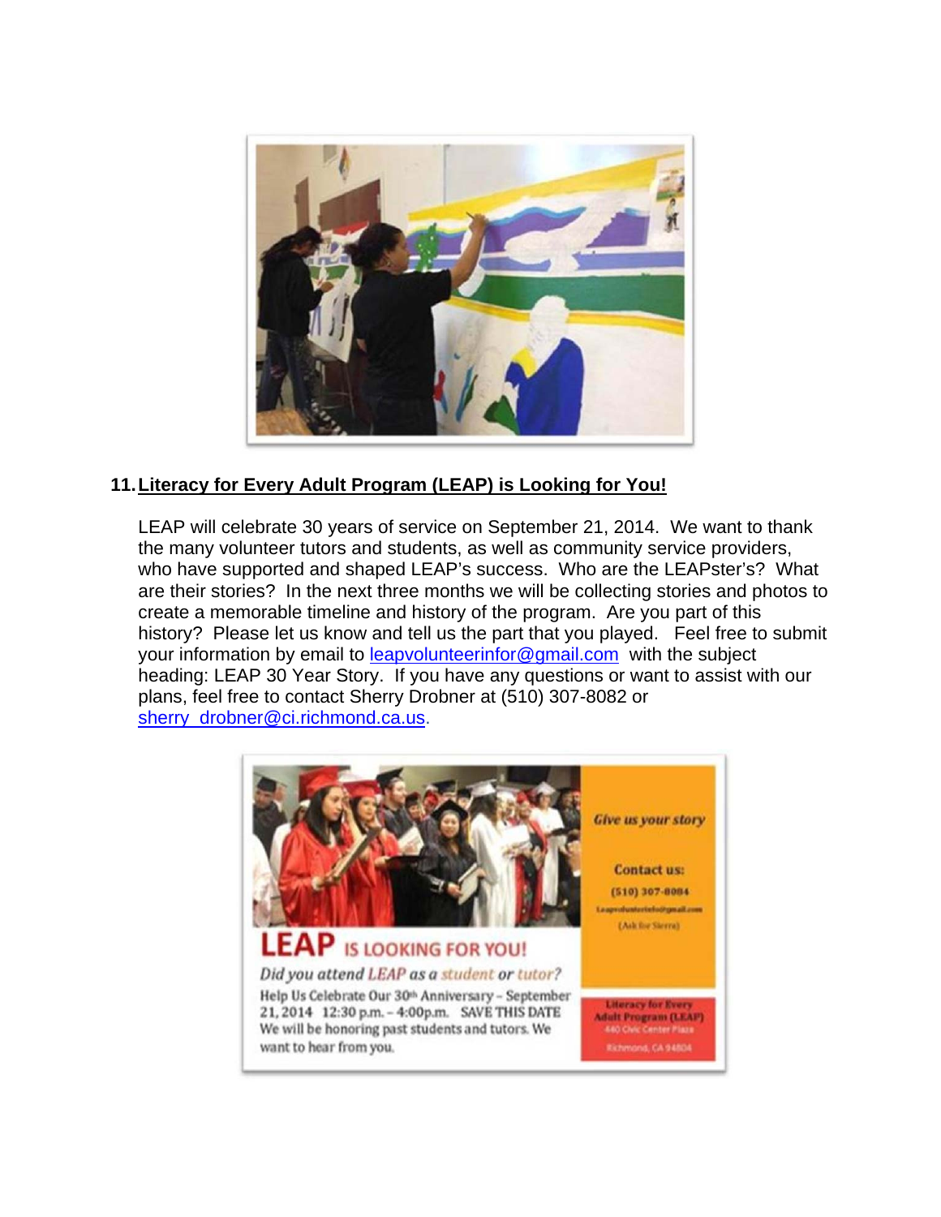## 11. Literacy for Every Adult Program (LEAP) is Looking for You!

LEAP will celebrate 30 years of service on September 21, 2014. We want to thank the many volunteer tutors and students, as well as community service providers, who have supported and shaped LEAP's success. Who are the LEAPster's? What are their stories? In the next three months we will be collecting stories and photos to create a memorable timeline and history of the program. Are you part of this history? Please let us know and tell us the part that you played. Feel free to submit your information by email to leapvolunteerinfor@gmail.com with the subject heading: LEAP 30 Year Story. If you have any questions or want to assist with our plans, feel free to contact Sherry Drobner at (510) 307-8082 or sherry_drobner@ci.richmond.ca.us.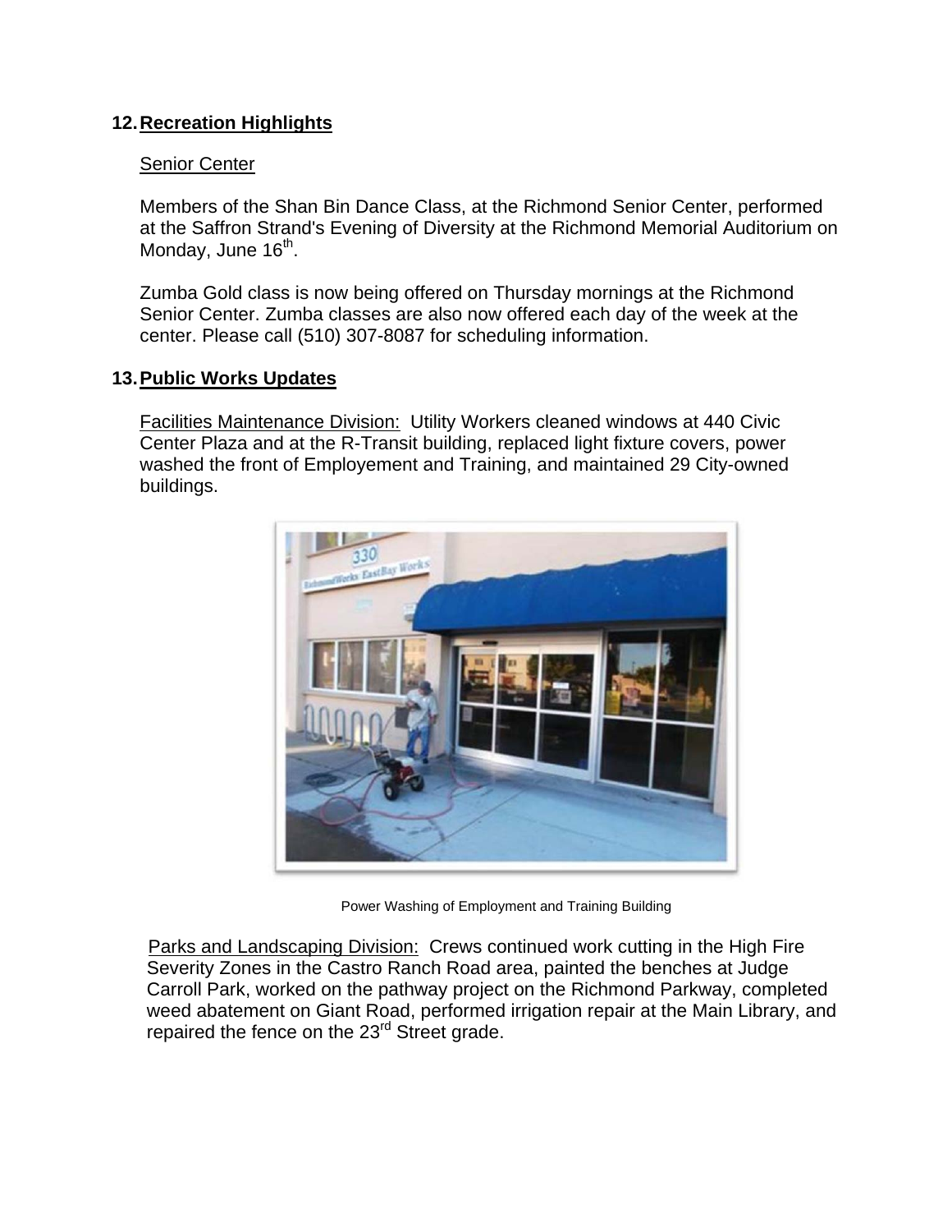## 12. Recreation Highlights

Senior Center

Members of the Shan Bin Dance Class, at the Richmond Senior Center, performed at the Saffron Strand's Evening of Diversity at the Richmond Memorial Auditorium on Monday, June 16th.

Zumba Gold class is now being offered on Thursday mornings at the Richmond Senior Center. Zumba classes are also now offered each day of the week at the center. Please call (510) 307-8087 for scheduling information.

## 13. Public Works Updates

Facilities Maintenance Division: Utility Workers cleaned windows at 440 Civic Center Plaza and at the R-Transit building, replaced light fixture covers, power washed the front of Employement and Training, and maintained 29 City-owned buildings.

Power Washing of Employment and Training Building

Parks and Landscaping Division: Crews continued work cutting in the High Fire Severity Zones in the Castro Ranch Road area, painted the benches at Judge Carroll Park, worked on the pathway project on the Richmond Parkway, completed weed abatement on Giant Road, performed irrigation repair at the Main Library, and repaired the fence on the 23rd Street grade.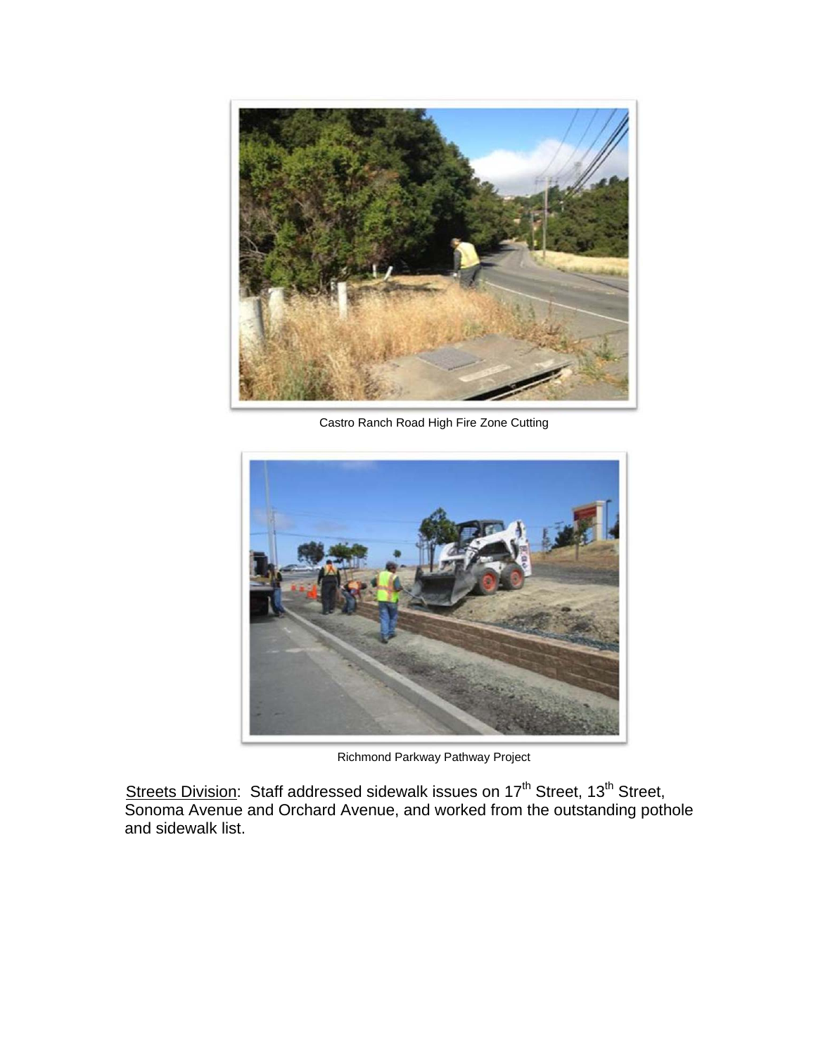Castro Ranch Road High Fire Zone Cutting

Richmond Parkway Pathway Project

Streets Division: Staff addressed sidewalk issues on 17th Street, 13th Street, Sonoma Avenue and Orchard Avenue, and worked from the outstanding pothole and sidewalk list.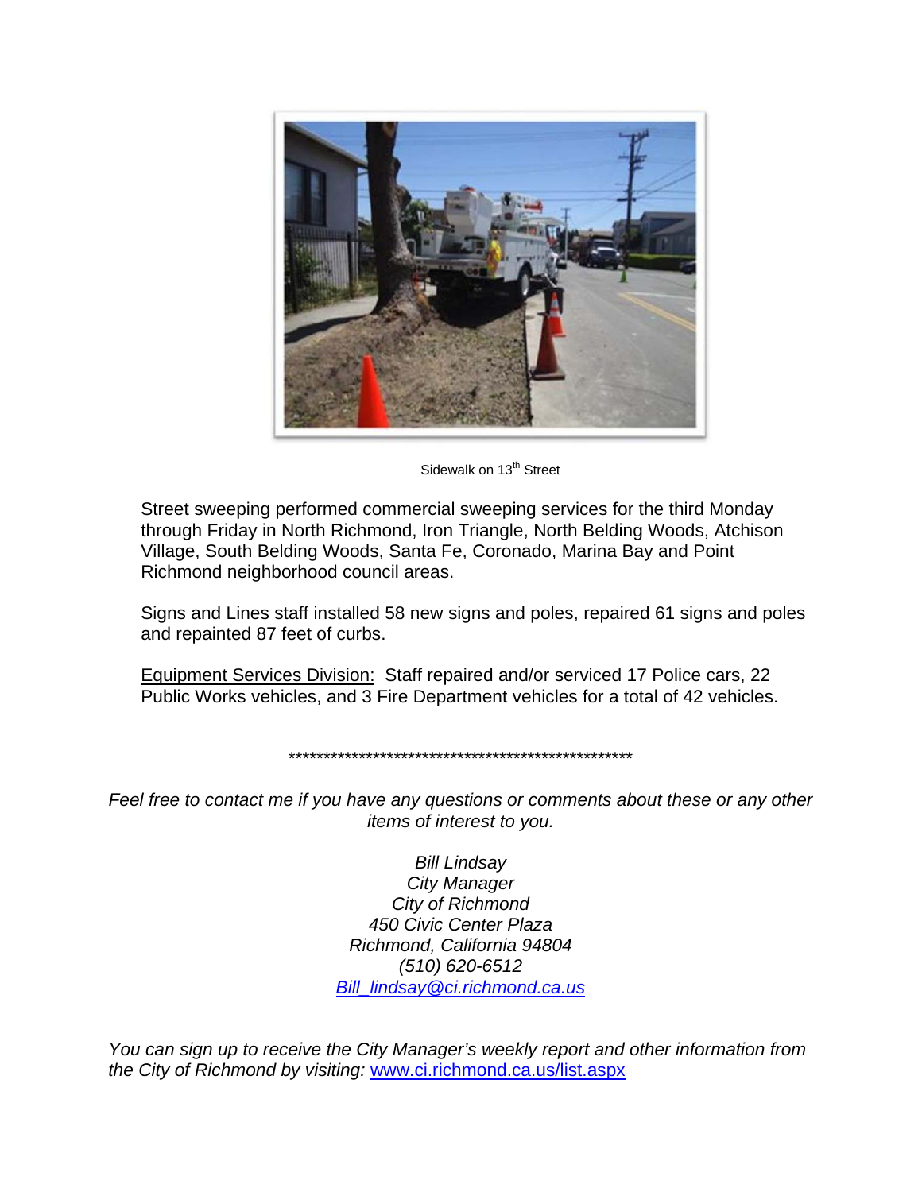Sidewalk on 13th Street

Street sweeping performed commercial sweeping services for the third Monday through Friday in North Richmond, Iron Triangle, North Belding Woods, Atchison Village, South Belding Woods, Santa Fe, Coronado, Marina Bay and Point Richmond neighborhood council areas.

Signs and Lines staff installed 58 new signs and poles, repaired 61 signs and poles and repainted 87 feet of curbs.

Equipment Services Division: Staff repaired and/or serviced 17 Police cars, 22 Public Works vehicles, and 3 Fire Department vehicles for a total of 42 vehicles.

****************************************************

*Feel free to contact me if you have any questions or comments about these or any other items of interest to you.*

*Bill Lindsay*
*City Manager*
*City of Richmond*
*450 Civic Center Plaza*
*Richmond, California 94804*
*(510) 620-6512*
*Bill_lindsay@ci.richmond.ca.us*

*You can sign up to receive the City Manager's weekly report and other information from the City of Richmond by visiting:* www.ci.richmond.ca.us/list.aspx